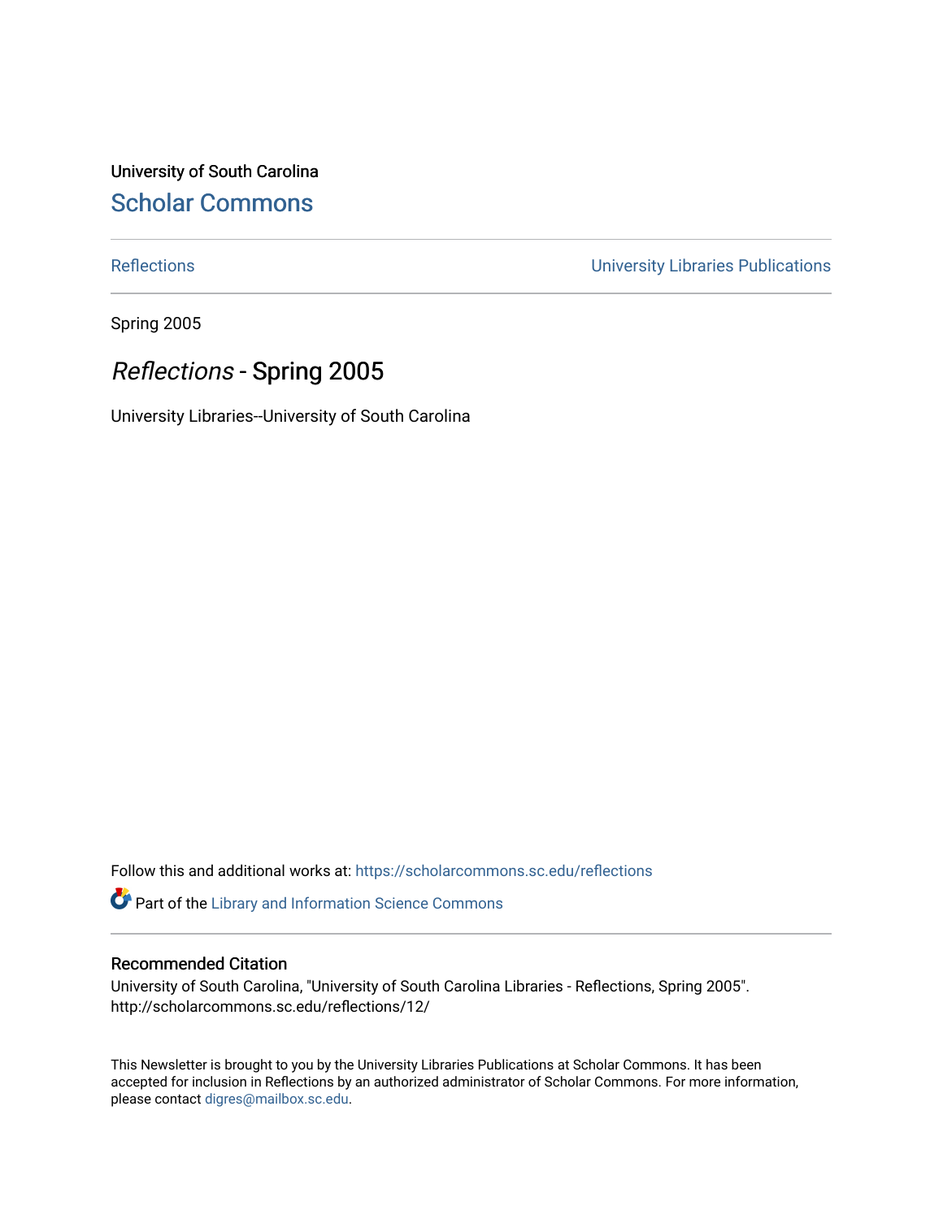University of South Carolina

## Scholar Commons

Reflections | University Libraries Publications

Spring 2005

# *Reflections* - Spring 2005

University Libraries--University of South Carolina

Follow this and additional works at: https://scholarcommons.sc.edu/reflections

Part of the Library and Information Science Commons

### Recommended Citation

University of South Carolina, "University of South Carolina Libraries - Reflections, Spring 2005". http://scholarcommons.sc.edu/reflections/12/

This Newsletter is brought to you by the University Libraries Publications at Scholar Commons. It has been accepted for inclusion in Reflections by an authorized administrator of Scholar Commons. For more information, please contact digres@mailbox.sc.edu.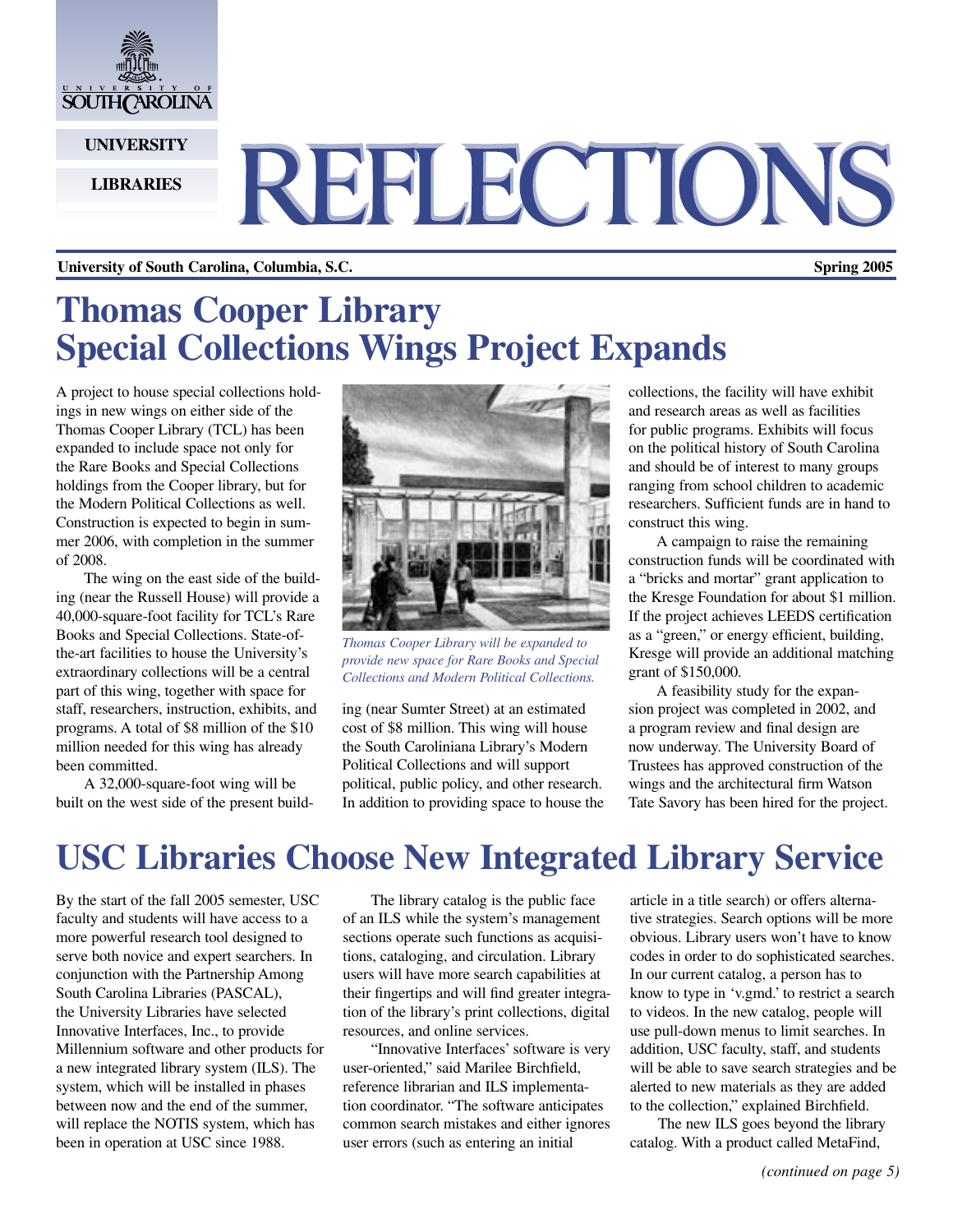# REFLECTIONS

UNIVERSITY LIBRARIES

**University of South Carolina, Columbia, S.C.** **Spring 2005**

# Thomas Cooper Library Special Collections Wings Project Expands

A project to house special collections holdings in new wings on either side of the Thomas Cooper Library (TCL) has been expanded to include space not only for the Rare Books and Special Collections holdings from the Cooper library, but for the Modern Political Collections as well. Construction is expected to begin in summer 2006, with completion in the summer of 2008.

The wing on the east side of the building (near the Russell House) will provide a 40,000-square-foot facility for TCL's Rare Books and Special Collections. State-of-the-art facilities to house the University's extraordinary collections will be a central part of this wing, together with space for staff, researchers, instruction, exhibits, and programs. A total of $8 million of the $10 million needed for this wing has already been committed.

A 32,000-square-foot wing will be built on the west side of the present building (near Sumter Street) at an estimated cost of $8 million. This wing will house the South Caroliniana Library's Modern Political Collections and will support political, public policy, and other research. In addition to providing space to house the collections, the facility will have exhibit and research areas as well as facilities for public programs. Exhibits will focus on the political history of South Carolina and should be of interest to many groups ranging from school children to academic researchers. Sufficient funds are in hand to construct this wing.

*Thomas Cooper Library will be expanded to provide new space for Rare Books and Special Collections and Modern Political Collections.*

A campaign to raise the remaining construction funds will be coordinated with a "bricks and mortar" grant application to the Kresge Foundation for about $1 million. If the project achieves LEEDS certification as a "green," or energy efficient, building, Kresge will provide an additional matching grant of $150,000.

A feasibility study for the expansion project was completed in 2002, and a program review and final design are now underway. The University Board of Trustees has approved construction of the wings and the architectural firm Watson Tate Savory has been hired for the project.

# USC Libraries Choose New Integrated Library Service

By the start of the fall 2005 semester, USC faculty and students will have access to a more powerful research tool designed to serve both novice and expert searchers. In conjunction with the Partnership Among South Carolina Libraries (PASCAL), the University Libraries have selected Innovative Interfaces, Inc., to provide Millennium software and other products for a new integrated library system (ILS). The system, which will be installed in phases between now and the end of the summer, will replace the NOTIS system, which has been in operation at USC since 1988.

The library catalog is the public face of an ILS while the system's management sections operate such functions as acquisitions, cataloging, and circulation. Library users will have more search capabilities at their fingertips and will find greater integration of the library's print collections, digital resources, and online services.

"Innovative Interfaces' software is very user-oriented," said Marilee Birchfield, reference librarian and ILS implementation coordinator. "The software anticipates common search mistakes and either ignores user errors (such as entering an initial article in a title search) or offers alternative strategies. Search options will be more obvious. Library users won't have to know codes in order to do sophisticated searches. In our current catalog, a person has to know to type in 'v.gmd.' to restrict a search to videos. In the new catalog, people will use pull-down menus to limit searches. In addition, USC faculty, staff, and students will be able to save search strategies and be alerted to new materials as they are added to the collection," explained Birchfield.

The new ILS goes beyond the library catalog. With a product called MetaFind,

*(continued on page 5)*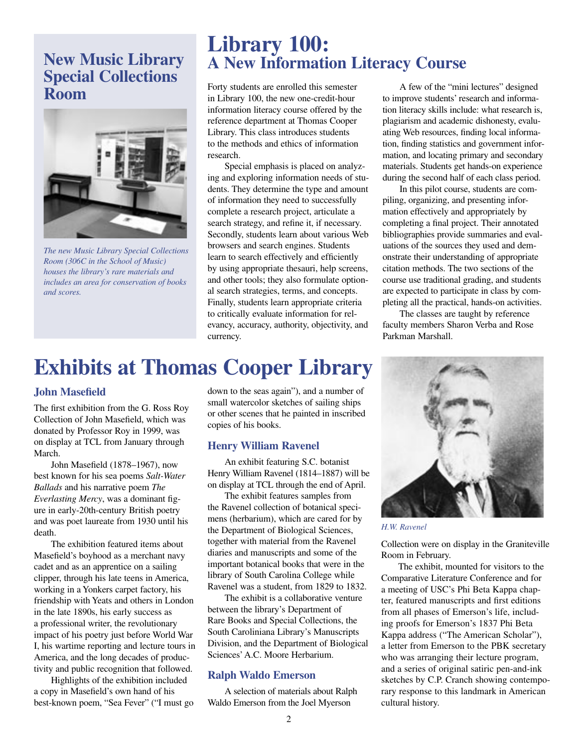## New Music Library Special Collections Room

*The new Music Library Special Collections Room (306C in the School of Music) houses the library's rare materials and includes an area for conservation of books and scores.*

# Library 100: A New Information Literacy Course

Forty students are enrolled this semester in Library 100, the new one-credit-hour information literacy course offered by the reference department at Thomas Cooper Library. This class introduces students to the methods and ethics of information research.

Special emphasis is placed on analyzing and exploring information needs of students. They determine the type and amount of information they need to successfully complete a research project, articulate a search strategy, and refine it, if necessary. Secondly, students learn about various Web browsers and search engines. Students learn to search effectively and efficiently by using appropriate thesauri, help screens, and other tools; they also formulate optional search strategies, terms, and concepts. Finally, students learn appropriate criteria to critically evaluate information for relevancy, accuracy, authority, objectivity, and currency.

A few of the "mini lectures" designed to improve students' research and information literacy skills include: what research is, plagiarism and academic dishonesty, evaluating Web resources, finding local information, finding statistics and government information, and locating primary and secondary materials. Students get hands-on experience during the second half of each class period.

In this pilot course, students are compiling, organizing, and presenting information effectively and appropriately by completing a final project. Their annotated bibliographies provide summaries and evaluations of the sources they used and demonstrate their understanding of appropriate citation methods. The two sections of the course use traditional grading, and students are expected to participate in class by completing all the practical, hands-on activities.

The classes are taught by reference faculty members Sharon Verba and Rose Parkman Marshall.

# Exhibits at Thomas Cooper Library

### John Masefield

The first exhibition from the G. Ross Roy Collection of John Masefield, which was donated by Professor Roy in 1999, was on display at TCL from January through March.

John Masefield (1878–1967), now best known for his sea poems *Salt-Water Ballads* and his narrative poem *The Everlasting Mercy*, was a dominant figure in early-20th-century British poetry and was poet laureate from 1930 until his death.

The exhibition featured items about Masefield's boyhood as a merchant navy cadet and as an apprentice on a sailing clipper, through his late teens in America, working in a Yonkers carpet factory, his friendship with Yeats and others in London in the late 1890s, his early success as a professional writer, the revolutionary impact of his poetry just before World War I, his wartime reporting and lecture tours in America, and the long decades of productivity and public recognition that followed.

Highlights of the exhibition included a copy in Masefield's own hand of his best-known poem, "Sea Fever" ("I must go down to the seas again"), and a number of small watercolor sketches of sailing ships or other scenes that he painted in inscribed copies of his books.

### Henry William Ravenel

An exhibit featuring S.C. botanist Henry William Ravenel (1814–1887) will be on display at TCL through the end of April.

The exhibit features samples from the Ravenel collection of botanical specimens (herbarium), which are cared for by the Department of Biological Sciences, together with material from the Ravenel diaries and manuscripts and some of the important botanical books that were in the library of South Carolina College while Ravenel was a student, from 1829 to 1832.

The exhibit is a collaborative venture between the library's Department of Rare Books and Special Collections, the South Caroliniana Library's Manuscripts Division, and the Department of Biological Sciences' A.C. Moore Herbarium.

### Ralph Waldo Emerson

A selection of materials about Ralph Waldo Emerson from the Joel Myerson Collection were on display in the Graniteville Room in February.

*H.W. Ravenel*

The exhibit, mounted for visitors to the Comparative Literature Conference and for a meeting of USC's Phi Beta Kappa chapter, featured manuscripts and first editions from all phases of Emerson's life, including proofs for Emerson's 1837 Phi Beta Kappa address ("The American Scholar"), a letter from Emerson to the PBK secretary who was arranging their lecture program, and a series of original satiric pen-and-ink sketches by C.P. Cranch showing contemporary response to this landmark in American cultural history.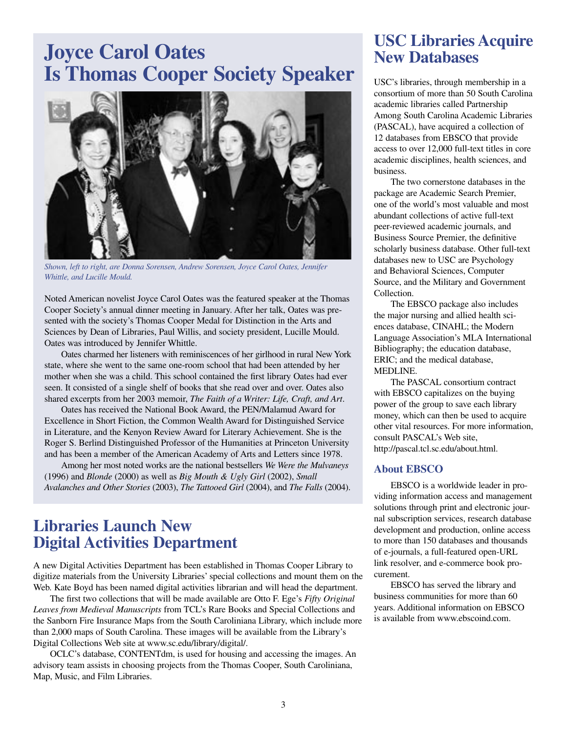# Joyce Carol Oates Is Thomas Cooper Society Speaker

*Shown, left to right, are Donna Sorensen, Andrew Sorensen, Joyce Carol Oates, Jennifer Whittle, and Lucille Mould.*

Noted American novelist Joyce Carol Oates was the featured speaker at the Thomas Cooper Society's annual dinner meeting in January. After her talk, Oates was presented with the society's Thomas Cooper Medal for Distinction in the Arts and Sciences by Dean of Libraries, Paul Willis, and society president, Lucille Mould. Oates was introduced by Jennifer Whittle.

Oates charmed her listeners with reminiscences of her girlhood in rural New York state, where she went to the same one-room school that had been attended by her mother when she was a child. This school contained the first library Oates had ever seen. It consisted of a single shelf of books that she read over and over. Oates also shared excerpts from her 2003 memoir, *The Faith of a Writer: Life, Craft, and Art*.

Oates has received the National Book Award, the PEN/Malamud Award for Excellence in Short Fiction, the Common Wealth Award for Distinguished Service in Literature, and the Kenyon Review Award for Literary Achievement. She is the Roger S. Berlind Distinguished Professor of the Humanities at Princeton University and has been a member of the American Academy of Arts and Letters since 1978.

Among her most noted works are the national bestsellers *We Were the Mulvaneys* (1996) and *Blonde* (2000) as well as *Big Mouth & Ugly Girl* (2002), *Small Avalanches and Other Stories* (2003), *The Tattooed Girl* (2004), and *The Falls* (2004).

# Libraries Launch New Digital Activities Department

A new Digital Activities Department has been established in Thomas Cooper Library to digitize materials from the University Libraries' special collections and mount them on the Web. Kate Boyd has been named digital activities librarian and will head the department.

The first two collections that will be made available are Otto F. Ege's *Fifty Original Leaves from Medieval Manuscripts* from TCL's Rare Books and Special Collections and the Sanborn Fire Insurance Maps from the South Caroliniana Library, which include more than 2,000 maps of South Carolina. These images will be available from the Library's Digital Collections Web site at www.sc.edu/library/digital/.

OCLC's database, CONTENTdm, is used for housing and accessing the images. An advisory team assists in choosing projects from the Thomas Cooper, South Caroliniana, Map, Music, and Film Libraries.

# USC Libraries Acquire New Databases

USC's libraries, through membership in a consortium of more than 50 South Carolina academic libraries called Partnership Among South Carolina Academic Libraries (PASCAL), have acquired a collection of 12 databases from EBSCO that provide access to over 12,000 full-text titles in core academic disciplines, health sciences, and business.

The two cornerstone databases in the package are Academic Search Premier, one of the world's most valuable and most abundant collections of active full-text peer-reviewed academic journals, and Business Source Premier, the definitive scholarly business database. Other full-text databases new to USC are Psychology and Behavioral Sciences, Computer Source, and the Military and Government Collection.

The EBSCO package also includes the major nursing and allied health sciences database, CINAHL; the Modern Language Association's MLA International Bibliography; the education database, ERIC; and the medical database, MEDLINE.

The PASCAL consortium contract with EBSCO capitalizes on the buying power of the group to save each library money, which can then be used to acquire other vital resources. For more information, consult PASCAL's Web site, http://pascal.tcl.sc.edu/about.html.

### About EBSCO

EBSCO is a worldwide leader in providing information access and management solutions through print and electronic journal subscription services, research database development and production, online access to more than 150 databases and thousands of e-journals, a full-featured open-URL link resolver, and e-commerce book procurement.

EBSCO has served the library and business communities for more than 60 years. Additional information on EBSCO is available from www.ebscoind.com.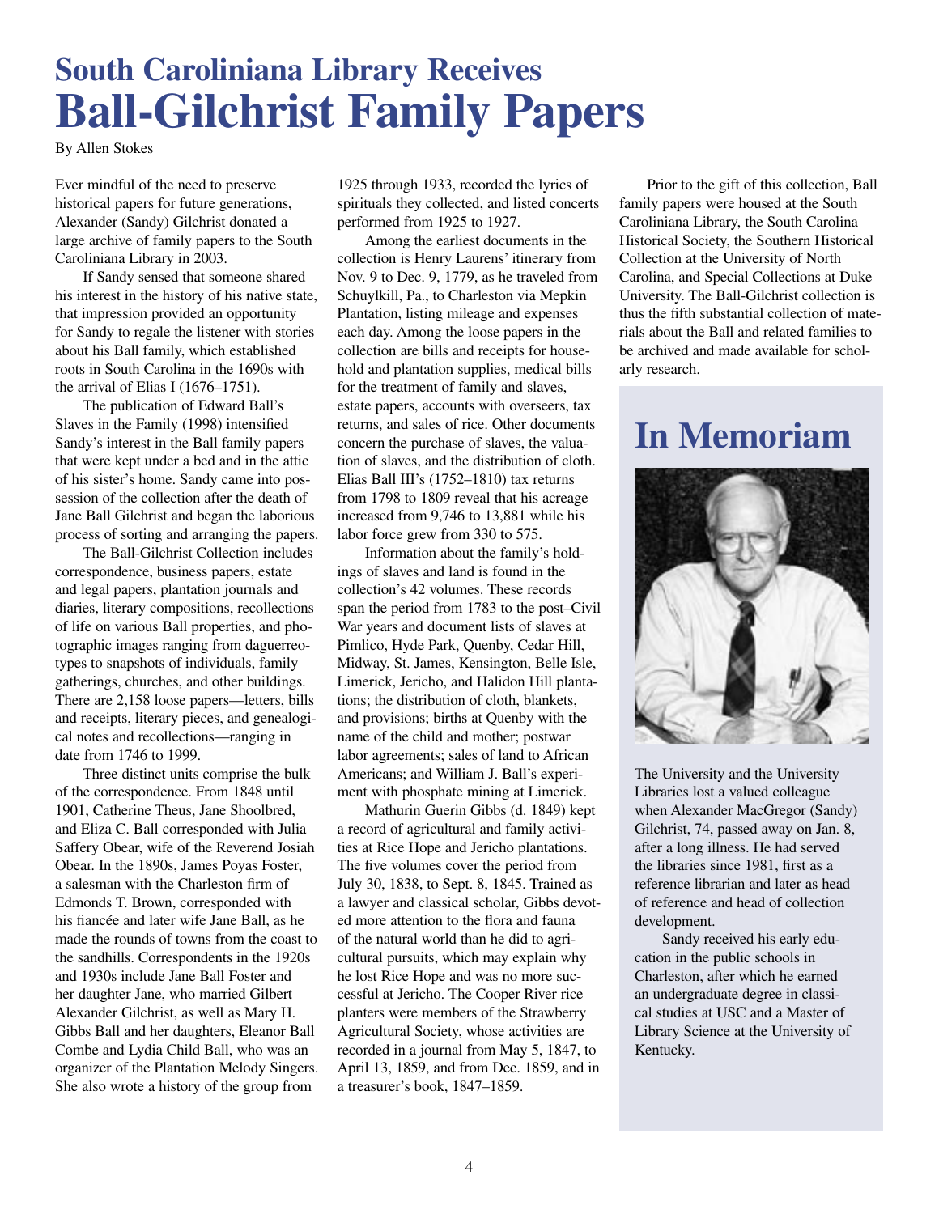# South Caroliniana Library Receives Ball-Gilchrist Family Papers

By Allen Stokes

Ever mindful of the need to preserve historical papers for future generations, Alexander (Sandy) Gilchrist donated a large archive of family papers to the South Caroliniana Library in 2003.

If Sandy sensed that someone shared his interest in the history of his native state, that impression provided an opportunity for Sandy to regale the listener with stories about his Ball family, which established roots in South Carolina in the 1690s with the arrival of Elias I (1676–1751).

The publication of Edward Ball's Slaves in the Family (1998) intensified Sandy's interest in the Ball family papers that were kept under a bed and in the attic of his sister's home. Sandy came into possession of the collection after the death of Jane Ball Gilchrist and began the laborious process of sorting and arranging the papers.

The Ball-Gilchrist Collection includes correspondence, business papers, estate and legal papers, plantation journals and diaries, literary compositions, recollections of life on various Ball properties, and photographic images ranging from daguerreotypes to snapshots of individuals, family gatherings, churches, and other buildings. There are 2,158 loose papers—letters, bills and receipts, literary pieces, and genealogical notes and recollections—ranging in date from 1746 to 1999.

Three distinct units comprise the bulk of the correspondence. From 1848 until 1901, Catherine Theus, Jane Shoolbred, and Eliza C. Ball corresponded with Julia Saffery Obear, wife of the Reverend Josiah Obear. In the 1890s, James Poyas Foster, a salesman with the Charleston firm of Edmonds T. Brown, corresponded with his fiancée and later wife Jane Ball, as he made the rounds of towns from the coast to the sandhills. Correspondents in the 1920s and 1930s include Jane Ball Foster and her daughter Jane, who married Gilbert Alexander Gilchrist, as well as Mary H. Gibbs Ball and her daughters, Eleanor Ball Combe and Lydia Child Ball, who was an organizer of the Plantation Melody Singers. She also wrote a history of the group from 1925 through 1933, recorded the lyrics of spirituals they collected, and listed concerts performed from 1925 to 1927.

Among the earliest documents in the collection is Henry Laurens' itinerary from Nov. 9 to Dec. 9, 1779, as he traveled from Schuylkill, Pa., to Charleston via Mepkin Plantation, listing mileage and expenses each day. Among the loose papers in the collection are bills and receipts for household and plantation supplies, medical bills for the treatment of family and slaves, estate papers, accounts with overseers, tax returns, and sales of rice. Other documents concern the purchase of slaves, the valuation of slaves, and the distribution of cloth. Elias Ball III's (1752–1810) tax returns from 1798 to 1809 reveal that his acreage increased from 9,746 to 13,881 while his labor force grew from 330 to 575.

Information about the family's holdings of slaves and land is found in the collection's 42 volumes. These records span the period from 1783 to the post–Civil War years and document lists of slaves at Pimlico, Hyde Park, Quenby, Cedar Hill, Midway, St. James, Kensington, Belle Isle, Limerick, Jericho, and Halidon Hill plantations; the distribution of cloth, blankets, and provisions; births at Quenby with the name of the child and mother; postwar labor agreements; sales of land to African Americans; and William J. Ball's experiment with phosphate mining at Limerick.

Mathurin Guerin Gibbs (d. 1849) kept a record of agricultural and family activities at Rice Hope and Jericho plantations. The five volumes cover the period from July 30, 1838, to Sept. 8, 1845. Trained as a lawyer and classical scholar, Gibbs devoted more attention to the flora and fauna of the natural world than he did to agricultural pursuits, which may explain why he lost Rice Hope and was no more successful at Jericho. The Cooper River rice planters were members of the Strawberry Agricultural Society, whose activities are recorded in a journal from May 5, 1847, to April 13, 1859, and from Dec. 1859, and in a treasurer's book, 1847–1859.

Prior to the gift of this collection, Ball family papers were housed at the South Caroliniana Library, the South Carolina Historical Society, the Southern Historical Collection at the University of North Carolina, and Special Collections at Duke University. The Ball-Gilchrist collection is thus the fifth substantial collection of materials about the Ball and related families to be archived and made available for scholarly research.

## In Memoriam

The University and the University Libraries lost a valued colleague when Alexander MacGregor (Sandy) Gilchrist, 74, passed away on Jan. 8, after a long illness. He had served the libraries since 1981, first as a reference librarian and later as head of reference and head of collection development.

Sandy received his early education in the public schools in Charleston, after which he earned an undergraduate degree in classical studies at USC and a Master of Library Science at the University of Kentucky.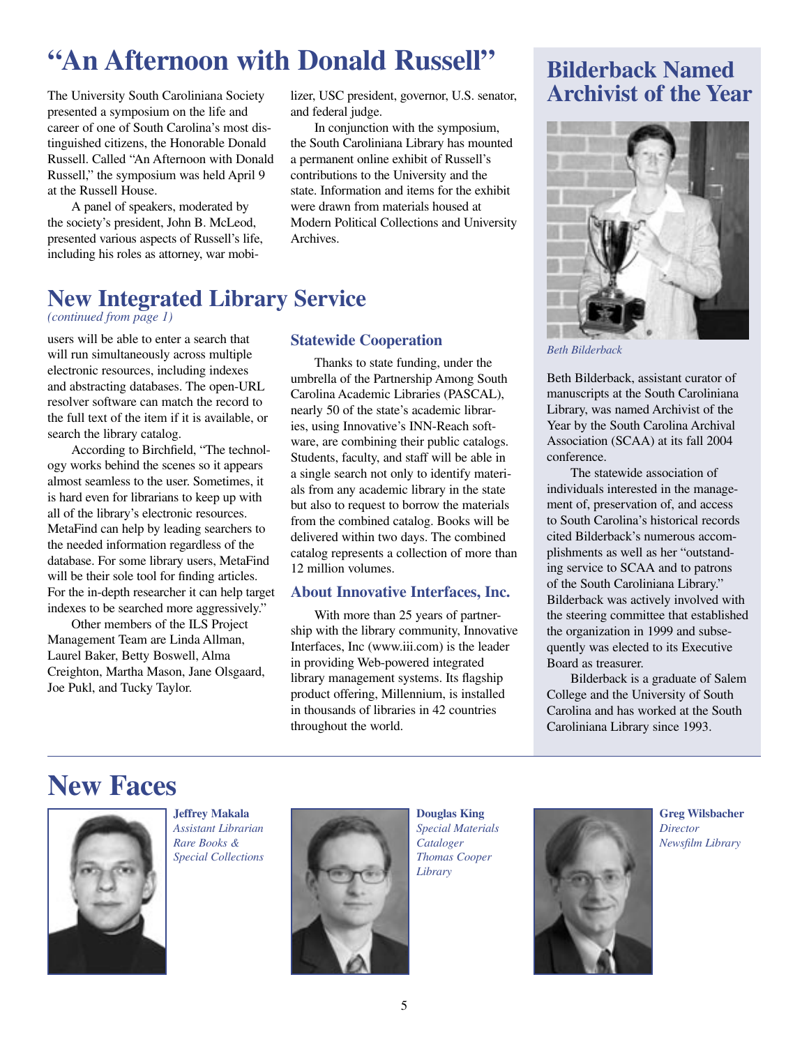# "An Afternoon with Donald Russell"

The University South Caroliniana Society presented a symposium on the life and career of one of South Carolina's most distinguished citizens, the Honorable Donald Russell. Called "An Afternoon with Donald Russell," the symposium was held April 9 at the Russell House.

A panel of speakers, moderated by the society's president, John B. McLeod, presented various aspects of Russell's life, including his roles as attorney, war mobilizer, USC president, governor, U.S. senator, and federal judge.

In conjunction with the symposium, the South Caroliniana Library has mounted a permanent online exhibit of Russell's contributions to the University and the state. Information and items for the exhibit were drawn from materials housed at Modern Political Collections and University Archives.

# New Integrated Library Service

*(continued from page 1)*

users will be able to enter a search that will run simultaneously across multiple electronic resources, including indexes and abstracting databases. The open-URL resolver software can match the record to the full text of the item if it is available, or search the library catalog.

According to Birchfield, "The technology works behind the scenes so it appears almost seamless to the user. Sometimes, it is hard even for librarians to keep up with all of the library's electronic resources. MetaFind can help by leading searchers to the needed information regardless of the database. For some library users, MetaFind will be their sole tool for finding articles. For the in-depth researcher it can help target indexes to be searched more aggressively."

Other members of the ILS Project Management Team are Linda Allman, Laurel Baker, Betty Boswell, Alma Creighton, Martha Mason, Jane Olsgaard, Joe Pukl, and Tucky Taylor.

### Statewide Cooperation

Thanks to state funding, under the umbrella of the Partnership Among South Carolina Academic Libraries (PASCAL), nearly 50 of the state's academic libraries, using Innovative's INN-Reach software, are combining their public catalogs. Students, faculty, and staff will be able in a single search not only to identify materials from any academic library in the state but also to request to borrow the materials from the combined catalog. Books will be delivered within two days. The combined catalog represents a collection of more than 12 million volumes.

### About Innovative Interfaces, Inc.

With more than 25 years of partnership with the library community, Innovative Interfaces, Inc (www.iii.com) is the leader in providing Web-powered integrated library management systems. Its flagship product offering, Millennium, is installed in thousands of libraries in 42 countries throughout the world.

# Bilderback Named Archivist of the Year

*Beth Bilderback*

Beth Bilderback, assistant curator of manuscripts at the South Caroliniana Library, was named Archivist of the Year by the South Carolina Archival Association (SCAA) at its fall 2004 conference.

The statewide association of individuals interested in the management of, preservation of, and access to South Carolina's historical records cited Bilderback's numerous accomplishments as well as her "outstanding service to SCAA and to patrons of the South Caroliniana Library." Bilderback was actively involved with the steering committee that established the organization in 1999 and subsequently was elected to its Executive Board as treasurer.

Bilderback is a graduate of Salem College and the University of South Carolina and has worked at the South Caroliniana Library since 1993.

# New Faces

**Jeffrey Makala**
*Assistant Librarian*
*Rare Books & Special Collections*

**Douglas King**
*Special Materials Cataloger*
*Thomas Cooper Library*

**Greg Wilsbacher**
*Director*
*Newsfilm Library*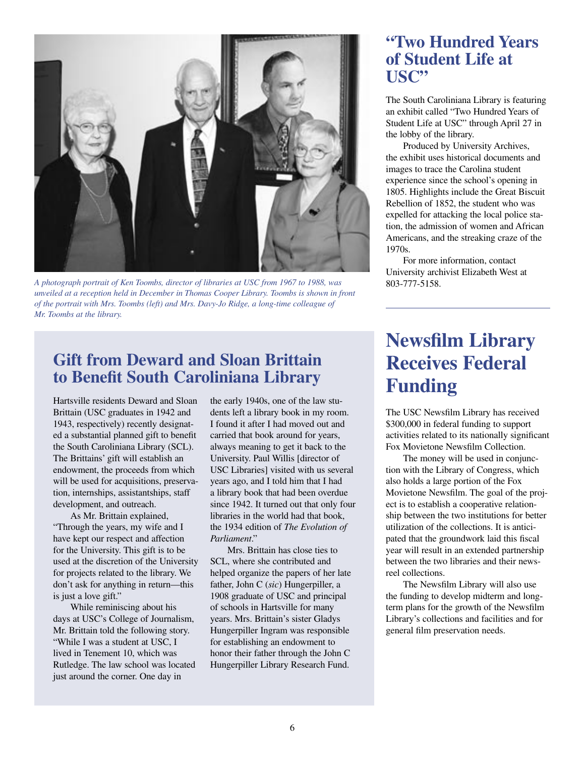*A photograph portrait of Ken Toombs, director of libraries at USC from 1967 to 1988, was unveiled at a reception held in December in Thomas Cooper Library. Toombs is shown in front of the portrait with Mrs. Toombs (left) and Mrs. Davy-Jo Ridge, a long-time colleague of Mr. Toombs at the library.*

## Gift from Deward and Sloan Brittain to Benefit South Caroliniana Library

Hartsville residents Deward and Sloan Brittain (USC graduates in 1942 and 1943, respectively) recently designated a substantial planned gift to benefit the South Caroliniana Library (SCL). The Brittains' gift will establish an endowment, the proceeds from which will be used for acquisitions, preservation, internships, assistantships, staff development, and outreach.

As Mr. Brittain explained, "Through the years, my wife and I have kept our respect and affection for the University. This gift is to be used at the discretion of the University for projects related to the library. We don't ask for anything in return—this is just a love gift."

While reminiscing about his days at USC's College of Journalism, Mr. Brittain told the following story. "While I was a student at USC, I lived in Tenement 10, which was Rutledge. The law school was located just around the corner. One day in the early 1940s, one of the law students left a library book in my room. I found it after I had moved out and carried that book around for years, always meaning to get it back to the University. Paul Willis [director of USC Libraries] visited with us several years ago, and I told him that I had a library book that had been overdue since 1942. It turned out that only four libraries in the world had that book, the 1934 edition of *The Evolution of Parliament*."

Mrs. Brittain has close ties to SCL, where she contributed and helped organize the papers of her late father, John C (*sic*) Hungerpiller, a 1908 graduate of USC and principal of schools in Hartsville for many years. Mrs. Brittain's sister Gladys Hungerpiller Ingram was responsible for establishing an endowment to honor their father through the John C Hungerpiller Library Research Fund.

## "Two Hundred Years of Student Life at USC"

The South Caroliniana Library is featuring an exhibit called "Two Hundred Years of Student Life at USC" through April 27 in the lobby of the library.

Produced by University Archives, the exhibit uses historical documents and images to trace the Carolina student experience since the school's opening in 1805. Highlights include the Great Biscuit Rebellion of 1852, the student who was expelled for attacking the local police station, the admission of women and African Americans, and the streaking craze of the 1970s.

For more information, contact University archivist Elizabeth West at 803-777-5158.

## Newsfilm Library Receives Federal Funding

The USC Newsfilm Library has received $300,000 in federal funding to support activities related to its nationally significant Fox Movietone Newsfilm Collection.

The money will be used in conjunction with the Library of Congress, which also holds a large portion of the Fox Movietone Newsfilm. The goal of the project is to establish a cooperative relationship between the two institutions for better utilization of the collections. It is anticipated that the groundwork laid this fiscal year will result in an extended partnership between the two libraries and their newsreel collections.

The Newsfilm Library will also use the funding to develop midterm and long-term plans for the growth of the Newsfilm Library's collections and facilities and for general film preservation needs.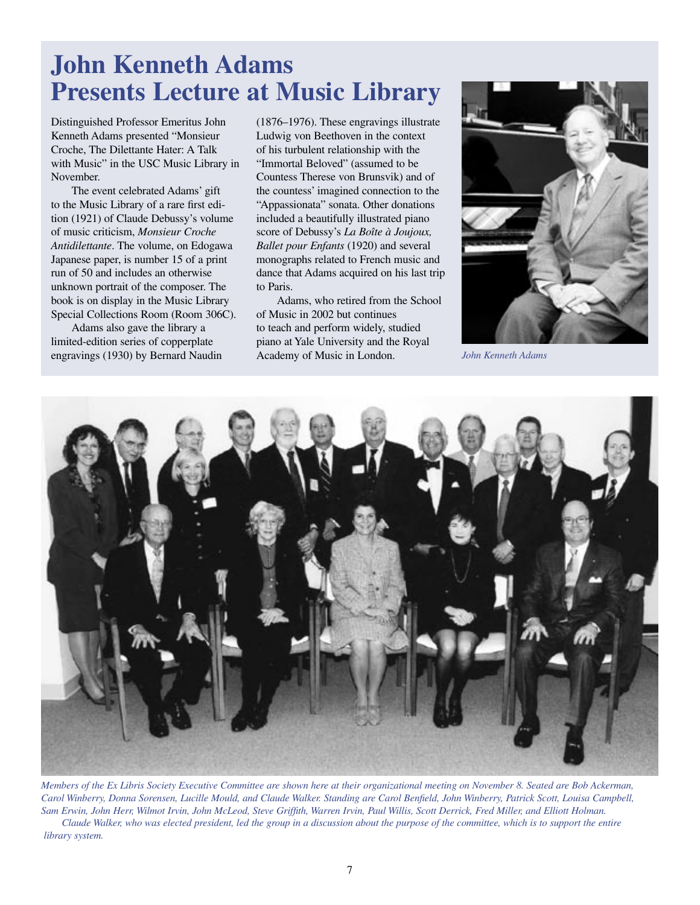# John Kenneth Adams Presents Lecture at Music Library

Distinguished Professor Emeritus John Kenneth Adams presented "Monsieur Croche, The Dilettante Hater: A Talk with Music" in the USC Music Library in November.

The event celebrated Adams' gift to the Music Library of a rare first edition (1921) of Claude Debussy's volume of music criticism, *Monsieur Croche Antidilettante*. The volume, on Edogawa Japanese paper, is number 15 of a print run of 50 and includes an otherwise unknown portrait of the composer. The book is on display in the Music Library Special Collections Room (Room 306C).

Adams also gave the library a limited-edition series of copperplate engravings (1930) by Bernard Naudin (1876–1976). These engravings illustrate Ludwig von Beethoven in the context of his turbulent relationship with the "Immortal Beloved" (assumed to be Countess Therese von Brunsvik) and of the countess' imagined connection to the "Appassionata" sonata. Other donations included a beautifully illustrated piano score of Debussy's *La Boîte à Joujoux, Ballet pour Enfants* (1920) and several monographs related to French music and dance that Adams acquired on his last trip to Paris.

Adams, who retired from the School of Music in 2002 but continues to teach and perform widely, studied piano at Yale University and the Royal Academy of Music in London.

*John Kenneth Adams*

*Members of the Ex Libris Society Executive Committee are shown here at their organizational meeting on November 8. Seated are Bob Ackerman, Carol Winberry, Donna Sorensen, Lucille Mould, and Claude Walker. Standing are Carol Benfield, John Winberry, Patrick Scott, Louisa Campbell, Sam Erwin, John Herr, Wilmot Irvin, John McLeod, Steve Griffith, Warren Irvin, Paul Willis, Scott Derrick, Fred Miller, and Elliott Holman.*

*Claude Walker, who was elected president, led the group in a discussion about the purpose of the committee, which is to support the entire library system.*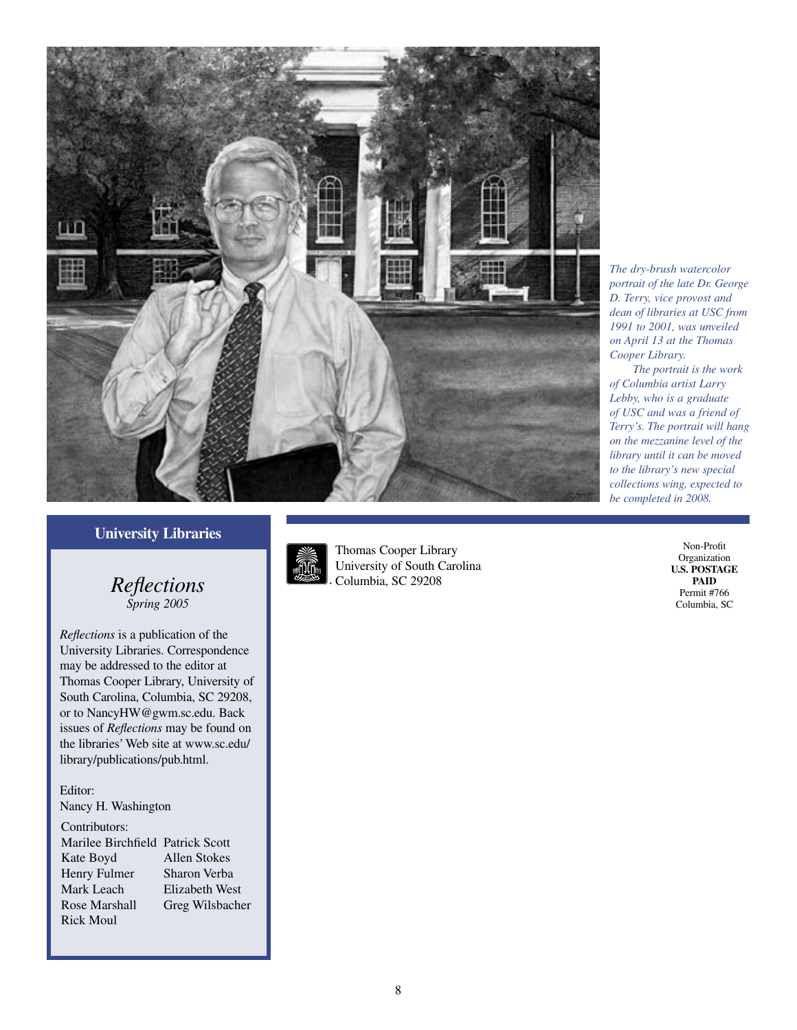*The dry-brush watercolor portrait of the late Dr. George D. Terry, vice provost and dean of libraries at USC from 1991 to 2001, was unveiled on April 13 at the Thomas Cooper Library.*

*The portrait is the work of Columbia artist Larry Lebby, who is a graduate of USC and was a friend of Terry's. The portrait will hang on the mezzanine level of the library until it can be moved to the library's new special collections wing, expected to be completed in 2008.*

## University Libraries

### *Reflections*

*Spring 2005*

*Reflections* is a publication of the University Libraries. Correspondence may be addressed to the editor at Thomas Cooper Library, University of South Carolina, Columbia, SC 29208, or to NancyHW@gwm.sc.edu. Back issues of *Reflections* may be found on the libraries' Web site at www.sc.edu/library/publications/pub.html.

Editor:
Nancy H. Washington

Contributors:

| | |
|---|---|
| Marilee Birchfield | Patrick Scott |
| Kate Boyd | Allen Stokes |
| Henry Fulmer | Sharon Verba |
| Mark Leach | Elizabeth West |
| Rose Marshall | Greg Wilsbacher |
| Rick Moul | |

Thomas Cooper Library
University of South Carolina
Columbia, SC 29208

Non-Profit
Organization
**U.S. POSTAGE**
**PAID**
Permit #766
Columbia, SC